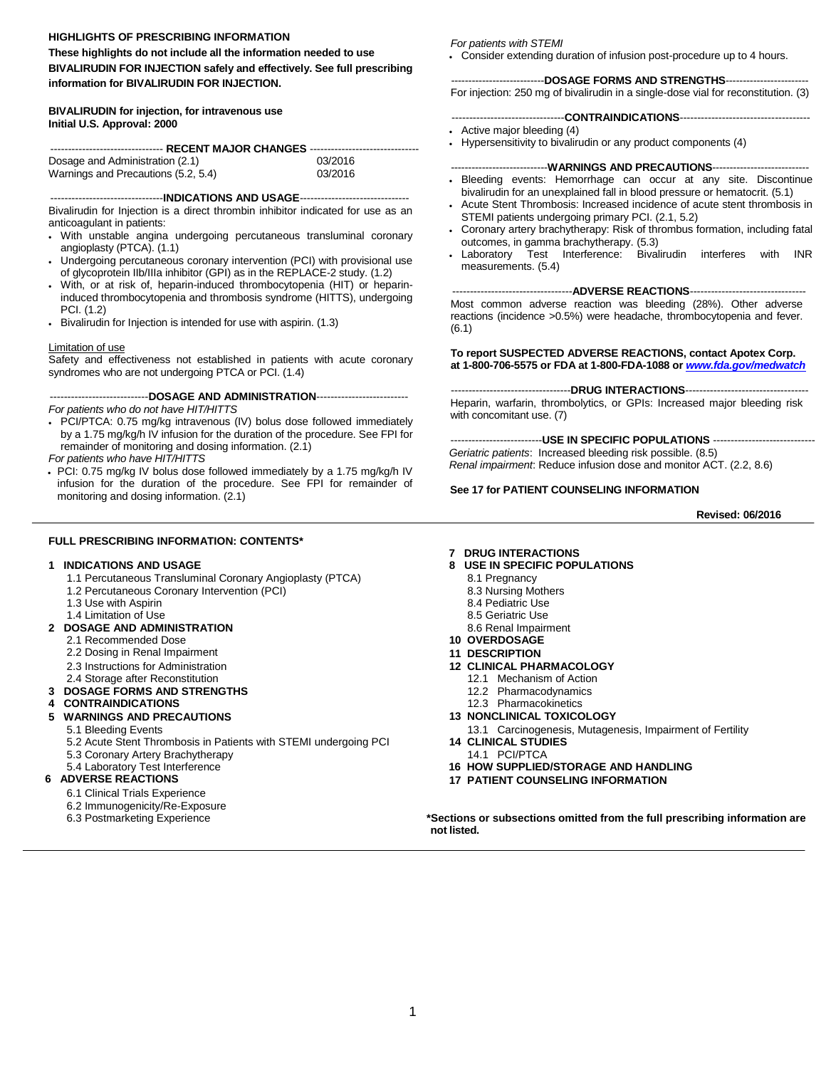## HIGHLIGHTS OF PRESCRIBING INFORMATION

**These highlights do not include all the information needed to use BIVALIRUDIN FOR INJECTION safely and effectively. See full prescribing information for BIVALIRUDIN FOR INJECTION.**

**BIVALIRUDIN for injection, for intravenous use**
**Initial U.S. Approval: 2000**

### RECENT MAJOR CHANGES

| | |
|---|---|
| Dosage and Administration (2.1) | 03/2016 |
| Warnings and Precautions (5.2, 5.4) | 03/2016 |

### INDICATIONS AND USAGE

Bivalirudin for Injection is a direct thrombin inhibitor indicated for use as an anticoagulant in patients:

- With unstable angina undergoing percutaneous transluminal coronary angioplasty (PTCA). (1.1)
- Undergoing percutaneous coronary intervention (PCI) with provisional use of glycoprotein IIb/IIIa inhibitor (GPI) as in the REPLACE-2 study. (1.2)
- With, or at risk of, heparin-induced thrombocytopenia (HIT) or heparin-induced thrombocytopenia and thrombosis syndrome (HITTS), undergoing PCI. (1.2)
- Bivalirudin for Injection is intended for use with aspirin. (1.3)

Limitation of use

Safety and effectiveness not established in patients with acute coronary syndromes who are not undergoing PTCA or PCI. (1.4)

### DOSAGE AND ADMINISTRATION

*For patients who do not have HIT/HITTS*

- PCI/PTCA: 0.75 mg/kg intravenous (IV) bolus dose followed immediately by a 1.75 mg/kg/h IV infusion for the duration of the procedure. See FPI for remainder of monitoring and dosing information. (2.1)

*For patients who have HIT/HITTS*

- PCI: 0.75 mg/kg IV bolus dose followed immediately by a 1.75 mg/kg/h IV infusion for the duration of the procedure. See FPI for remainder of monitoring and dosing information. (2.1)

*For patients with STEMI*

- Consider extending duration of infusion post-procedure up to 4 hours.

### DOSAGE FORMS AND STRENGTHS

For injection: 250 mg of bivalirudin in a single-dose vial for reconstitution. (3)

### CONTRAINDICATIONS

- Active major bleeding (4)
- Hypersensitivity to bivalirudin or any product components (4)

### WARNINGS AND PRECAUTIONS

- Bleeding events: Hemorrhage can occur at any site. Discontinue bivalirudin for an unexplained fall in blood pressure or hematocrit. (5.1)
- Acute Stent Thrombosis: Increased incidence of acute stent thrombosis in STEMI patients undergoing primary PCI. (2.1, 5.2)
- Coronary artery brachytherapy: Risk of thrombus formation, including fatal outcomes, in gamma brachytherapy. (5.3)
- Laboratory Test Interference: Bivalirudin interferes with INR measurements. (5.4)

### ADVERSE REACTIONS

Most common adverse reaction was bleeding (28%). Other adverse reactions (incidence >0.5%) were headache, thrombocytopenia and fever. (6.1)

**To report SUSPECTED ADVERSE REACTIONS, contact Apotex Corp. at 1-800-706-5575 or FDA at 1-800-FDA-1088 or *www.fda.gov/medwatch***

### DRUG INTERACTIONS

Heparin, warfarin, thrombolytics, or GPIs: Increased major bleeding risk with concomitant use. (7)

### USE IN SPECIFIC POPULATIONS

*Geriatric patients*: Increased bleeding risk possible. (8.5)
*Renal impairment*: Reduce infusion dose and monitor ACT. (2.2, 8.6)

**See 17 for PATIENT COUNSELING INFORMATION**

**Revised: 06/2016**

## FULL PRESCRIBING INFORMATION: CONTENTS*

**1 INDICATIONS AND USAGE**
- 1.1 Percutaneous Transluminal Coronary Angioplasty (PTCA)
- 1.2 Percutaneous Coronary Intervention (PCI)
- 1.3 Use with Aspirin
- 1.4 Limitation of Use

**2 DOSAGE AND ADMINISTRATION**
- 2.1 Recommended Dose
- 2.2 Dosing in Renal Impairment
- 2.3 Instructions for Administration
- 2.4 Storage after Reconstitution

**3 DOSAGE FORMS AND STRENGTHS**

**4 CONTRAINDICATIONS**

**5 WARNINGS AND PRECAUTIONS**
- 5.1 Bleeding Events
- 5.2 Acute Stent Thrombosis in Patients with STEMI undergoing PCI
- 5.3 Coronary Artery Brachytherapy
- 5.4 Laboratory Test Interference

**6 ADVERSE REACTIONS**
- 6.1 Clinical Trials Experience
- 6.2 Immunogenicity/Re-Exposure
- 6.3 Postmarketing Experience

**7 DRUG INTERACTIONS**

**8 USE IN SPECIFIC POPULATIONS**
- 8.1 Pregnancy
- 8.3 Nursing Mothers
- 8.4 Pediatric Use
- 8.5 Geriatric Use
- 8.6 Renal Impairment

**10 OVERDOSAGE**

**11 DESCRIPTION**

**12 CLINICAL PHARMACOLOGY**
- 12.1 Mechanism of Action
- 12.2 Pharmacodynamics
- 12.3 Pharmacokinetics

**13 NONCLINICAL TOXICOLOGY**
- 13.1 Carcinogenesis, Mutagenesis, Impairment of Fertility

**14 CLINICAL STUDIES**
- 14.1 PCI/PTCA

**16 HOW SUPPLIED/STORAGE AND HANDLING**

**17 PATIENT COUNSELING INFORMATION**

***Sections or subsections omitted from the full prescribing information are not listed.**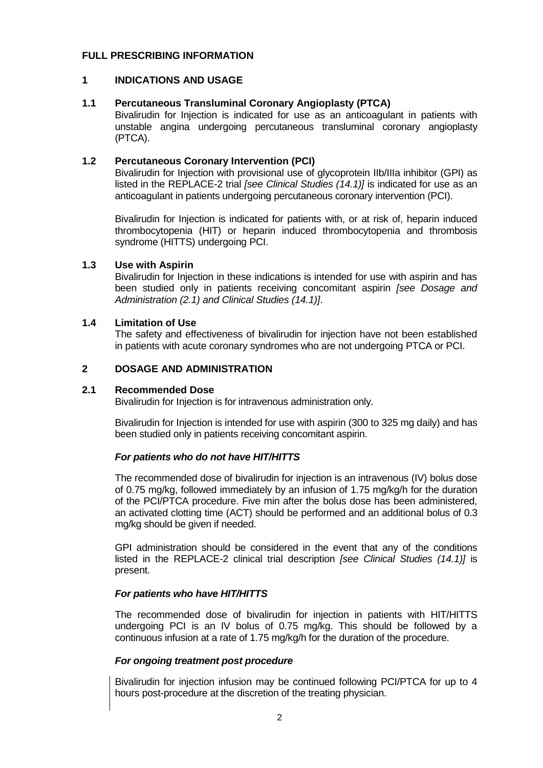# FULL PRESCRIBING INFORMATION

## 1 INDICATIONS AND USAGE

### 1.1 Percutaneous Transluminal Coronary Angioplasty (PTCA)

Bivalirudin for Injection is indicated for use as an anticoagulant in patients with unstable angina undergoing percutaneous transluminal coronary angioplasty (PTCA).

### 1.2 Percutaneous Coronary Intervention (PCI)

Bivalirudin for Injection with provisional use of glycoprotein IIb/IIIa inhibitor (GPI) as listed in the REPLACE-2 trial *[see Clinical Studies (14.1)]* is indicated for use as an anticoagulant in patients undergoing percutaneous coronary intervention (PCI).

Bivalirudin for Injection is indicated for patients with, or at risk of, heparin induced thrombocytopenia (HIT) or heparin induced thrombocytopenia and thrombosis syndrome (HITTS) undergoing PCI.

### 1.3 Use with Aspirin

Bivalirudin for Injection in these indications is intended for use with aspirin and has been studied only in patients receiving concomitant aspirin *[see Dosage and Administration (2.1) and Clinical Studies (14.1)]*.

### 1.4 Limitation of Use

The safety and effectiveness of bivalirudin for injection have not been established in patients with acute coronary syndromes who are not undergoing PTCA or PCI.

## 2 DOSAGE AND ADMINISTRATION

### 2.1 Recommended Dose

Bivalirudin for Injection is for intravenous administration only.

Bivalirudin for Injection is intended for use with aspirin (300 to 325 mg daily) and has been studied only in patients receiving concomitant aspirin.

***For patients who do not have HIT/HITTS***

The recommended dose of bivalirudin for injection is an intravenous (IV) bolus dose of 0.75 mg/kg, followed immediately by an infusion of 1.75 mg/kg/h for the duration of the PCI/PTCA procedure. Five min after the bolus dose has been administered, an activated clotting time (ACT) should be performed and an additional bolus of 0.3 mg/kg should be given if needed.

GPI administration should be considered in the event that any of the conditions listed in the REPLACE-2 clinical trial description *[see Clinical Studies (14.1)]* is present.

***For patients who have HIT/HITTS***

The recommended dose of bivalirudin for injection in patients with HIT/HITTS undergoing PCI is an IV bolus of 0.75 mg/kg. This should be followed by a continuous infusion at a rate of 1.75 mg/kg/h for the duration of the procedure.

***For ongoing treatment post procedure***

Bivalirudin for injection infusion may be continued following PCI/PTCA for up to 4 hours post-procedure at the discretion of the treating physician.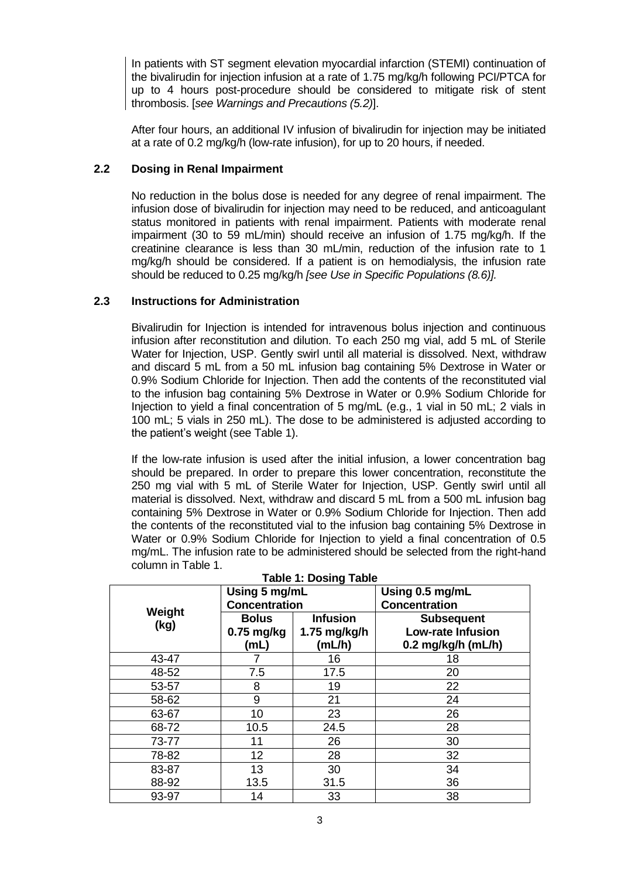In patients with ST segment elevation myocardial infarction (STEMI) continuation of the bivalirudin for injection infusion at a rate of 1.75 mg/kg/h following PCI/PTCA for up to 4 hours post-procedure should be considered to mitigate risk of stent thrombosis. [*see Warnings and Precautions (5.2)*].

After four hours, an additional IV infusion of bivalirudin for injection may be initiated at a rate of 0.2 mg/kg/h (low-rate infusion), for up to 20 hours, if needed.

### 2.2 Dosing in Renal Impairment

No reduction in the bolus dose is needed for any degree of renal impairment. The infusion dose of bivalirudin for injection may need to be reduced, and anticoagulant status monitored in patients with renal impairment. Patients with moderate renal impairment (30 to 59 mL/min) should receive an infusion of 1.75 mg/kg/h. If the creatinine clearance is less than 30 mL/min, reduction of the infusion rate to 1 mg/kg/h should be considered. If a patient is on hemodialysis, the infusion rate should be reduced to 0.25 mg/kg/h *[see Use in Specific Populations (8.6)].*

### 2.3 Instructions for Administration

Bivalirudin for Injection is intended for intravenous bolus injection and continuous infusion after reconstitution and dilution. To each 250 mg vial, add 5 mL of Sterile Water for Injection, USP. Gently swirl until all material is dissolved. Next, withdraw and discard 5 mL from a 50 mL infusion bag containing 5% Dextrose in Water or 0.9% Sodium Chloride for Injection. Then add the contents of the reconstituted vial to the infusion bag containing 5% Dextrose in Water or 0.9% Sodium Chloride for Injection to yield a final concentration of 5 mg/mL (e.g., 1 vial in 50 mL; 2 vials in 100 mL; 5 vials in 250 mL). The dose to be administered is adjusted according to the patient's weight (see Table 1).

If the low-rate infusion is used after the initial infusion, a lower concentration bag should be prepared. In order to prepare this lower concentration, reconstitute the 250 mg vial with 5 mL of Sterile Water for Injection, USP. Gently swirl until all material is dissolved. Next, withdraw and discard 5 mL from a 500 mL infusion bag containing 5% Dextrose in Water or 0.9% Sodium Chloride for Injection. Then add the contents of the reconstituted vial to the infusion bag containing 5% Dextrose in Water or 0.9% Sodium Chloride for Injection to yield a final concentration of 0.5 mg/mL. The infusion rate to be administered should be selected from the right-hand column in Table 1.

**Table 1: Dosing Table**

| Weight (kg) | Using 5 mg/mL Concentration | | Using 0.5 mg/mL Concentration |
|---|---|---|---|
| | **Bolus 0.75 mg/kg (mL)** | **Infusion 1.75 mg/kg/h (mL/h)** | **Subsequent Low-rate Infusion 0.2 mg/kg/h (mL/h)** |
| 43-47 | 7 | 16 | 18 |
| 48-52 | 7.5 | 17.5 | 20 |
| 53-57 | 8 | 19 | 22 |
| 58-62 | 9 | 21 | 24 |
| 63-67 | 10 | 23 | 26 |
| 68-72 | 10.5 | 24.5 | 28 |
| 73-77 | 11 | 26 | 30 |
| 78-82 | 12 | 28 | 32 |
| 83-87 | 13 | 30 | 34 |
| 88-92 | 13.5 | 31.5 | 36 |
| 93-97 | 14 | 33 | 38 |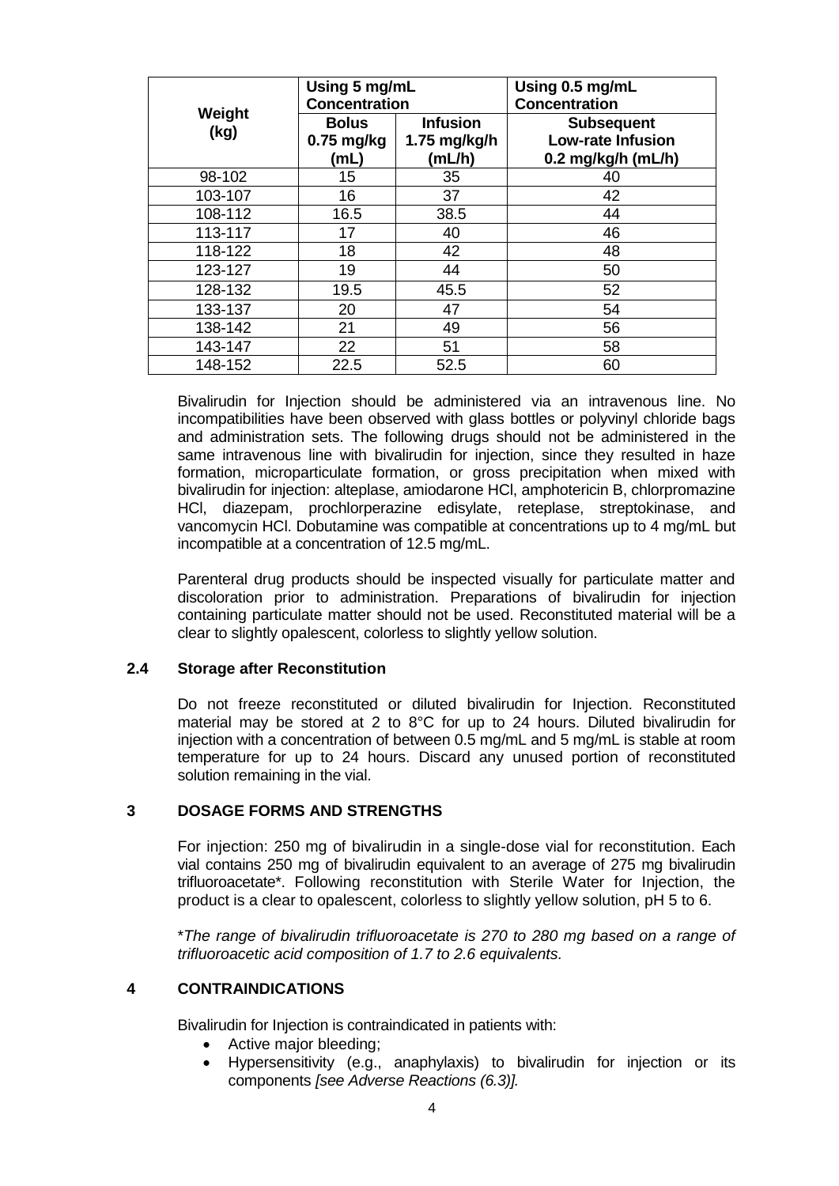| Weight (kg) | Using 5 mg/mL Concentration | | Using 0.5 mg/mL Concentration |
|---|---|---|---|
| | Bolus 0.75 mg/kg (mL) | Infusion 1.75 mg/kg/h (mL/h) | Subsequent Low-rate Infusion 0.2 mg/kg/h (mL/h) |
| 98-102 | 15 | 35 | 40 |
| 103-107 | 16 | 37 | 42 |
| 108-112 | 16.5 | 38.5 | 44 |
| 113-117 | 17 | 40 | 46 |
| 118-122 | 18 | 42 | 48 |
| 123-127 | 19 | 44 | 50 |
| 128-132 | 19.5 | 45.5 | 52 |
| 133-137 | 20 | 47 | 54 |
| 138-142 | 21 | 49 | 56 |
| 143-147 | 22 | 51 | 58 |
| 148-152 | 22.5 | 52.5 | 60 |

Bivalirudin for Injection should be administered via an intravenous line. No incompatibilities have been observed with glass bottles or polyvinyl chloride bags and administration sets. The following drugs should not be administered in the same intravenous line with bivalirudin for injection, since they resulted in haze formation, microparticulate formation, or gross precipitation when mixed with bivalirudin for injection: alteplase, amiodarone HCl, amphotericin B, chlorpromazine HCl, diazepam, prochlorperazine edisylate, reteplase, streptokinase, and vancomycin HCl. Dobutamine was compatible at concentrations up to 4 mg/mL but incompatible at a concentration of 12.5 mg/mL.

Parenteral drug products should be inspected visually for particulate matter and discoloration prior to administration. Preparations of bivalirudin for injection containing particulate matter should not be used. Reconstituted material will be a clear to slightly opalescent, colorless to slightly yellow solution.

### 2.4 Storage after Reconstitution

Do not freeze reconstituted or diluted bivalirudin for Injection. Reconstituted material may be stored at 2 to 8°C for up to 24 hours. Diluted bivalirudin for injection with a concentration of between 0.5 mg/mL and 5 mg/mL is stable at room temperature for up to 24 hours. Discard any unused portion of reconstituted solution remaining in the vial.

## 3 DOSAGE FORMS AND STRENGTHS

For injection: 250 mg of bivalirudin in a single-dose vial for reconstitution. Each vial contains 250 mg of bivalirudin equivalent to an average of 275 mg bivalirudin trifluoroacetate*. Following reconstitution with Sterile Water for Injection, the product is a clear to opalescent, colorless to slightly yellow solution, pH 5 to 6.

*\*The range of bivalirudin trifluoroacetate is 270 to 280 mg based on a range of trifluoroacetic acid composition of 1.7 to 2.6 equivalents.*

## 4 CONTRAINDICATIONS

Bivalirudin for Injection is contraindicated in patients with:

- Active major bleeding;
- Hypersensitivity (e.g., anaphylaxis) to bivalirudin for injection or its components *[see Adverse Reactions (6.3)].*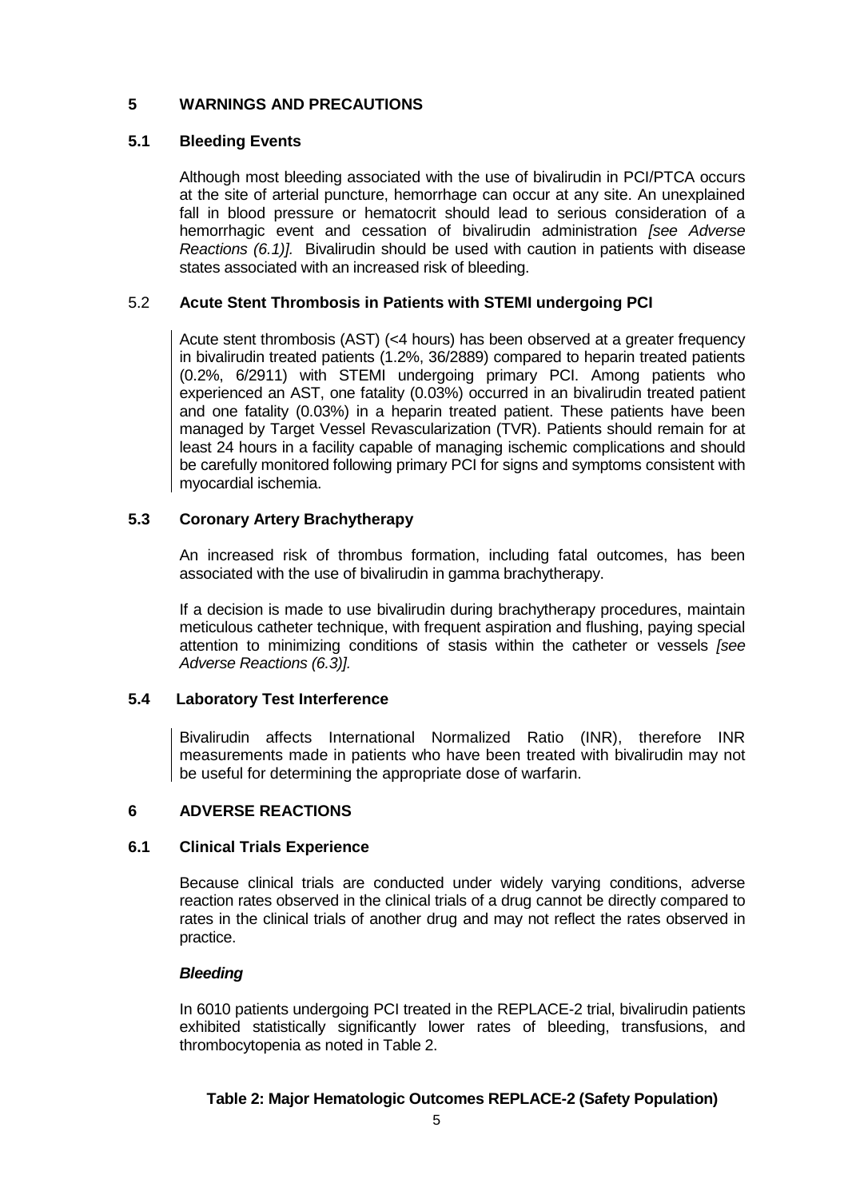## 5 WARNINGS AND PRECAUTIONS

### 5.1 Bleeding Events

Although most bleeding associated with the use of bivalirudin in PCI/PTCA occurs at the site of arterial puncture, hemorrhage can occur at any site. An unexplained fall in blood pressure or hematocrit should lead to serious consideration of a hemorrhagic event and cessation of bivalirudin administration *[see Adverse Reactions (6.1)].* Bivalirudin should be used with caution in patients with disease states associated with an increased risk of bleeding.

### 5.2 Acute Stent Thrombosis in Patients with STEMI undergoing PCI

Acute stent thrombosis (AST) (<4 hours) has been observed at a greater frequency in bivalirudin treated patients (1.2%, 36/2889) compared to heparin treated patients (0.2%, 6/2911) with STEMI undergoing primary PCI. Among patients who experienced an AST, one fatality (0.03%) occurred in an bivalirudin treated patient and one fatality (0.03%) in a heparin treated patient. These patients have been managed by Target Vessel Revascularization (TVR). Patients should remain for at least 24 hours in a facility capable of managing ischemic complications and should be carefully monitored following primary PCI for signs and symptoms consistent with myocardial ischemia.

### 5.3 Coronary Artery Brachytherapy

An increased risk of thrombus formation, including fatal outcomes, has been associated with the use of bivalirudin in gamma brachytherapy.

If a decision is made to use bivalirudin during brachytherapy procedures, maintain meticulous catheter technique, with frequent aspiration and flushing, paying special attention to minimizing conditions of stasis within the catheter or vessels *[see Adverse Reactions (6.3)].*

### 5.4 Laboratory Test Interference

Bivalirudin affects International Normalized Ratio (INR), therefore INR measurements made in patients who have been treated with bivalirudin may not be useful for determining the appropriate dose of warfarin.

## 6 ADVERSE REACTIONS

### 6.1 Clinical Trials Experience

Because clinical trials are conducted under widely varying conditions, adverse reaction rates observed in the clinical trials of a drug cannot be directly compared to rates in the clinical trials of another drug and may not reflect the rates observed in practice.

***Bleeding***

In 6010 patients undergoing PCI treated in the REPLACE-2 trial, bivalirudin patients exhibited statistically significantly lower rates of bleeding, transfusions, and thrombocytopenia as noted in Table 2.

**Table 2: Major Hematologic Outcomes REPLACE-2 (Safety Population)**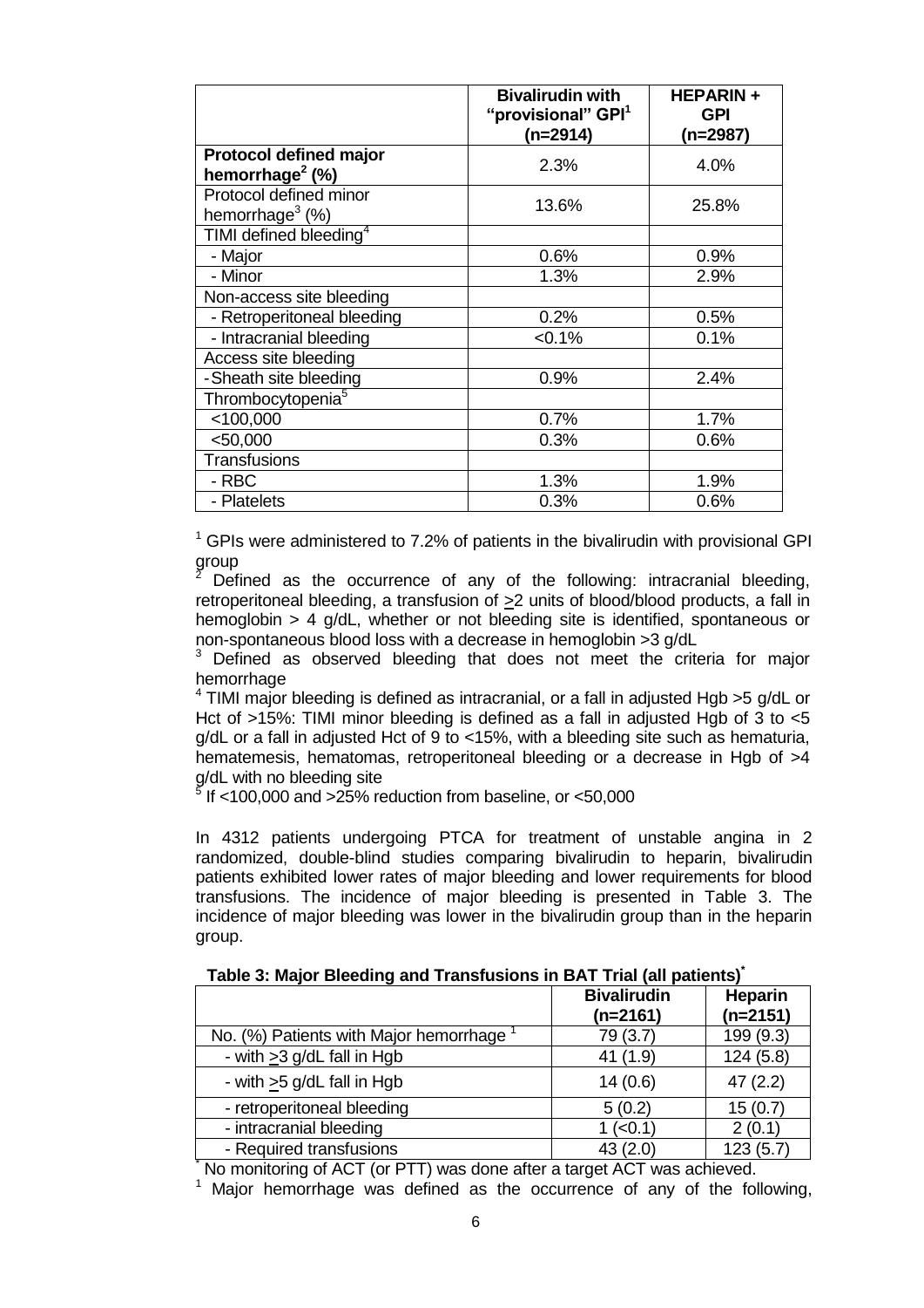| | Bivalirudin with "provisional" GPI[1] (n=2914) | HEPARIN + GPI (n=2987) |
|---|---|---|
| **Protocol defined major hemorrhage[2] (%)** | 2.3% | 4.0% |
| Protocol defined minor hemorrhage[3] (%) | 13.6% | 25.8% |
| TIMI defined bleeding[4] | | |
| - Major | 0.6% | 0.9% |
| - Minor | 1.3% | 2.9% |
| Non-access site bleeding | | |
| - Retroperitoneal bleeding | 0.2% | 0.5% |
| - Intracranial bleeding | <0.1% | 0.1% |
| Access site bleeding | | |
| - Sheath site bleeding | 0.9% | 2.4% |
| Thrombocytopenia[5] | | |
| <100,000 | 0.7% | 1.7% |
| <50,000 | 0.3% | 0.6% |
| Transfusions | | |
| - RBC | 1.3% | 1.9% |
| - Platelets | 0.3% | 0.6% |

[1] GPIs were administered to 7.2% of patients in the bivalirudin with provisional GPI group

[2] Defined as the occurrence of any of the following: intracranial bleeding, retroperitoneal bleeding, a transfusion of ≥2 units of blood/blood products, a fall in hemoglobin > 4 g/dL, whether or not bleeding site is identified, spontaneous or non-spontaneous blood loss with a decrease in hemoglobin >3 g/dL

[3] Defined as observed bleeding that does not meet the criteria for major hemorrhage

[4] TIMI major bleeding is defined as intracranial, or a fall in adjusted Hgb >5 g/dL or Hct of >15%: TIMI minor bleeding is defined as a fall in adjusted Hgb of 3 to <5 g/dL or a fall in adjusted Hct of 9 to <15%, with a bleeding site such as hematuria, hematemesis, hematomas, retroperitoneal bleeding or a decrease in Hgb of >4 g/dL with no bleeding site

[5] If <100,000 and >25% reduction from baseline, or <50,000

In 4312 patients undergoing PTCA for treatment of unstable angina in 2 randomized, double-blind studies comparing bivalirudin to heparin, bivalirudin patients exhibited lower rates of major bleeding and lower requirements for blood transfusions. The incidence of major bleeding is presented in Table 3. The incidence of major bleeding was lower in the bivalirudin group than in the heparin group.

**Table 3: Major Bleeding and Transfusions in BAT Trial (all patients)[*]**

| | Bivalirudin (n=2161) | Heparin (n=2151) |
|---|---|---|
| No. (%) Patients with Major hemorrhage [1] | 79 (3.7) | 199 (9.3) |
| - with ≥3 g/dL fall in Hgb | 41 (1.9) | 124 (5.8) |
| - with ≥5 g/dL fall in Hgb | 14 (0.6) | 47 (2.2) |
| - retroperitoneal bleeding | 5 (0.2) | 15 (0.7) |
| - intracranial bleeding | 1 (<0.1) | 2 (0.1) |
| - Required transfusions | 43 (2.0) | 123 (5.7) |

[*] No monitoring of ACT (or PTT) was done after a target ACT was achieved.

[1] Major hemorrhage was defined as the occurrence of any of the following,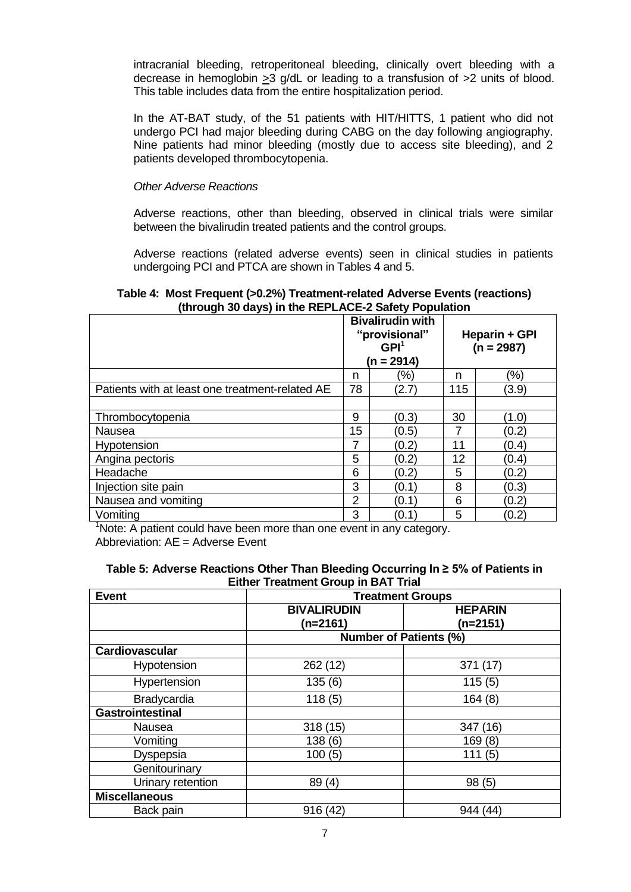intracranial bleeding, retroperitoneal bleeding, clinically overt bleeding with a decrease in hemoglobin ≥3 g/dL or leading to a transfusion of >2 units of blood. This table includes data from the entire hospitalization period.

In the AT-BAT study, of the 51 patients with HIT/HITTS, 1 patient who did not undergo PCI had major bleeding during CABG on the day following angiography. Nine patients had minor bleeding (mostly due to access site bleeding), and 2 patients developed thrombocytopenia.

*Other Adverse Reactions*

Adverse reactions, other than bleeding, observed in clinical trials were similar between the bivalirudin treated patients and the control groups.

Adverse reactions (related adverse events) seen in clinical studies in patients undergoing PCI and PTCA are shown in Tables 4 and 5.

**Table 4: Most Frequent (>0.2%) Treatment-related Adverse Events (reactions) (through 30 days) in the REPLACE-2 Safety Population**

| | Bivalirudin with "provisional" GPI[1] (n = 2914) | | Heparin + GPI (n = 2987) | |
|---|---|---|---|---|
| | n | (%) | n | (%) |
| Patients with at least one treatment-related AE | 78 | (2.7) | 115 | (3.9) |
| | | | | |
| Thrombocytopenia | 9 | (0.3) | 30 | (1.0) |
| Nausea | 15 | (0.5) | 7 | (0.2) |
| Hypotension | 7 | (0.2) | 11 | (0.4) |
| Angina pectoris | 5 | (0.2) | 12 | (0.4) |
| Headache | 6 | (0.2) | 5 | (0.2) |
| Injection site pain | 3 | (0.1) | 8 | (0.3) |
| Nausea and vomiting | 2 | (0.1) | 6 | (0.2) |
| Vomiting | 3 | (0.1) | 5 | (0.2) |

[1]Note: A patient could have been more than one event in any category.
Abbreviation: AE = Adverse Event

**Table 5: Adverse Reactions Other Than Bleeding Occurring In ≥ 5% of Patients in Either Treatment Group in BAT Trial**

| Event | Treatment Groups | |
|---|---|---|
| | **BIVALIRUDIN (n=2161)** | **HEPARIN (n=2151)** |
| | **Number of Patients (%)** | |
| **Cardiovascular** | | |
| Hypotension | 262 (12) | 371 (17) |
| Hypertension | 135 (6) | 115 (5) |
| Bradycardia | 118 (5) | 164 (8) |
| **Gastrointestinal** | | |
| Nausea | 318 (15) | 347 (16) |
| Vomiting | 138 (6) | 169 (8) |
| Dyspepsia | 100 (5) | 111 (5) |
| Genitourinary | | |
| Urinary retention | 89 (4) | 98 (5) |
| **Miscellaneous** | | |
| Back pain | 916 (42) | 944 (44) |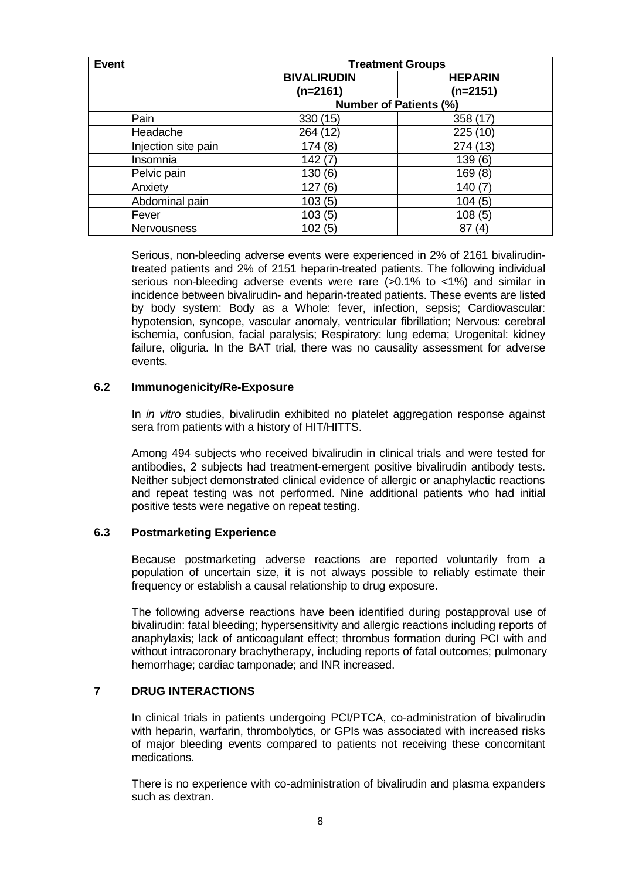| Event | Treatment Groups | |
|---|---|---|
| | **BIVALIRUDIN (n=2161)** | **HEPARIN (n=2151)** |
| | **Number of Patients (%)** | |
| Pain | 330 (15) | 358 (17) |
| Headache | 264 (12) | 225 (10) |
| Injection site pain | 174 (8) | 274 (13) |
| Insomnia | 142 (7) | 139 (6) |
| Pelvic pain | 130 (6) | 169 (8) |
| Anxiety | 127 (6) | 140 (7) |
| Abdominal pain | 103 (5) | 104 (5) |
| Fever | 103 (5) | 108 (5) |
| Nervousness | 102 (5) | 87 (4) |

Serious, non-bleeding adverse events were experienced in 2% of 2161 bivalirudin-treated patients and 2% of 2151 heparin-treated patients. The following individual serious non-bleeding adverse events were rare (>0.1% to <1%) and similar in incidence between bivalirudin- and heparin-treated patients. These events are listed by body system: Body as a Whole: fever, infection, sepsis; Cardiovascular: hypotension, syncope, vascular anomaly, ventricular fibrillation; Nervous: cerebral ischemia, confusion, facial paralysis; Respiratory: lung edema; Urogenital: kidney failure, oliguria. In the BAT trial, there was no causality assessment for adverse events.

### 6.2 Immunogenicity/Re-Exposure

In *in vitro* studies, bivalirudin exhibited no platelet aggregation response against sera from patients with a history of HIT/HITTS.

Among 494 subjects who received bivalirudin in clinical trials and were tested for antibodies, 2 subjects had treatment-emergent positive bivalirudin antibody tests. Neither subject demonstrated clinical evidence of allergic or anaphylactic reactions and repeat testing was not performed. Nine additional patients who had initial positive tests were negative on repeat testing.

### 6.3 Postmarketing Experience

Because postmarketing adverse reactions are reported voluntarily from a population of uncertain size, it is not always possible to reliably estimate their frequency or establish a causal relationship to drug exposure.

The following adverse reactions have been identified during postapproval use of bivalirudin: fatal bleeding; hypersensitivity and allergic reactions including reports of anaphylaxis; lack of anticoagulant effect; thrombus formation during PCI with and without intracoronary brachytherapy, including reports of fatal outcomes; pulmonary hemorrhage; cardiac tamponade; and INR increased.

## 7 DRUG INTERACTIONS

In clinical trials in patients undergoing PCI/PTCA, co-administration of bivalirudin with heparin, warfarin, thrombolytics, or GPIs was associated with increased risks of major bleeding events compared to patients not receiving these concomitant medications.

There is no experience with co-administration of bivalirudin and plasma expanders such as dextran.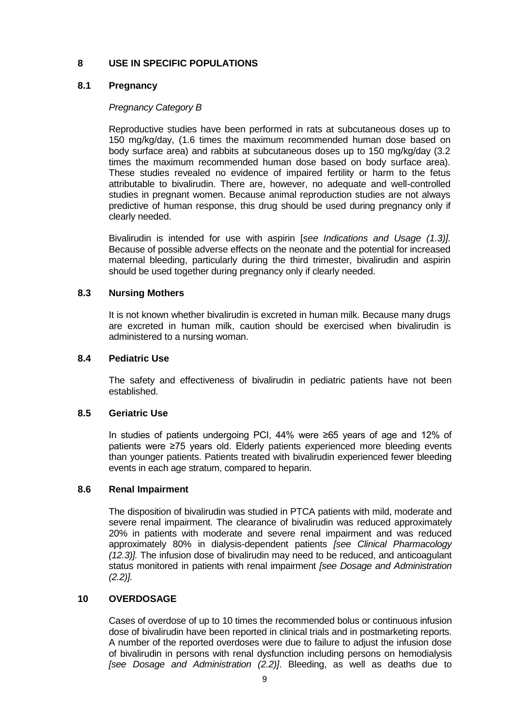## 8 USE IN SPECIFIC POPULATIONS

### 8.1 Pregnancy

*Pregnancy Category B*

Reproductive studies have been performed in rats at subcutaneous doses up to 150 mg/kg/day, (1.6 times the maximum recommended human dose based on body surface area) and rabbits at subcutaneous doses up to 150 mg/kg/day (3.2 times the maximum recommended human dose based on body surface area). These studies revealed no evidence of impaired fertility or harm to the fetus attributable to bivalirudin. There are, however, no adequate and well-controlled studies in pregnant women. Because animal reproduction studies are not always predictive of human response, this drug should be used during pregnancy only if clearly needed.

Bivalirudin is intended for use with aspirin [*see Indications and Usage (1.3)]*. Because of possible adverse effects on the neonate and the potential for increased maternal bleeding, particularly during the third trimester, bivalirudin and aspirin should be used together during pregnancy only if clearly needed.

### 8.3 Nursing Mothers

It is not known whether bivalirudin is excreted in human milk. Because many drugs are excreted in human milk, caution should be exercised when bivalirudin is administered to a nursing woman.

### 8.4 Pediatric Use

The safety and effectiveness of bivalirudin in pediatric patients have not been established.

### 8.5 Geriatric Use

In studies of patients undergoing PCI, 44% were ≥65 years of age and 12% of patients were ≥75 years old. Elderly patients experienced more bleeding events than younger patients. Patients treated with bivalirudin experienced fewer bleeding events in each age stratum, compared to heparin.

### 8.6 Renal Impairment

The disposition of bivalirudin was studied in PTCA patients with mild, moderate and severe renal impairment. The clearance of bivalirudin was reduced approximately 20% in patients with moderate and severe renal impairment and was reduced approximately 80% in dialysis-dependent patients *[see Clinical Pharmacology (12.3)]*. The infusion dose of bivalirudin may need to be reduced, and anticoagulant status monitored in patients with renal impairment *[see Dosage and Administration (2.2)]*.

## 10 OVERDOSAGE

Cases of overdose of up to 10 times the recommended bolus or continuous infusion dose of bivalirudin have been reported in clinical trials and in postmarketing reports. A number of the reported overdoses were due to failure to adjust the infusion dose of bivalirudin in persons with renal dysfunction including persons on hemodialysis *[see Dosage and Administration (2.2)]*. Bleeding, as well as deaths due to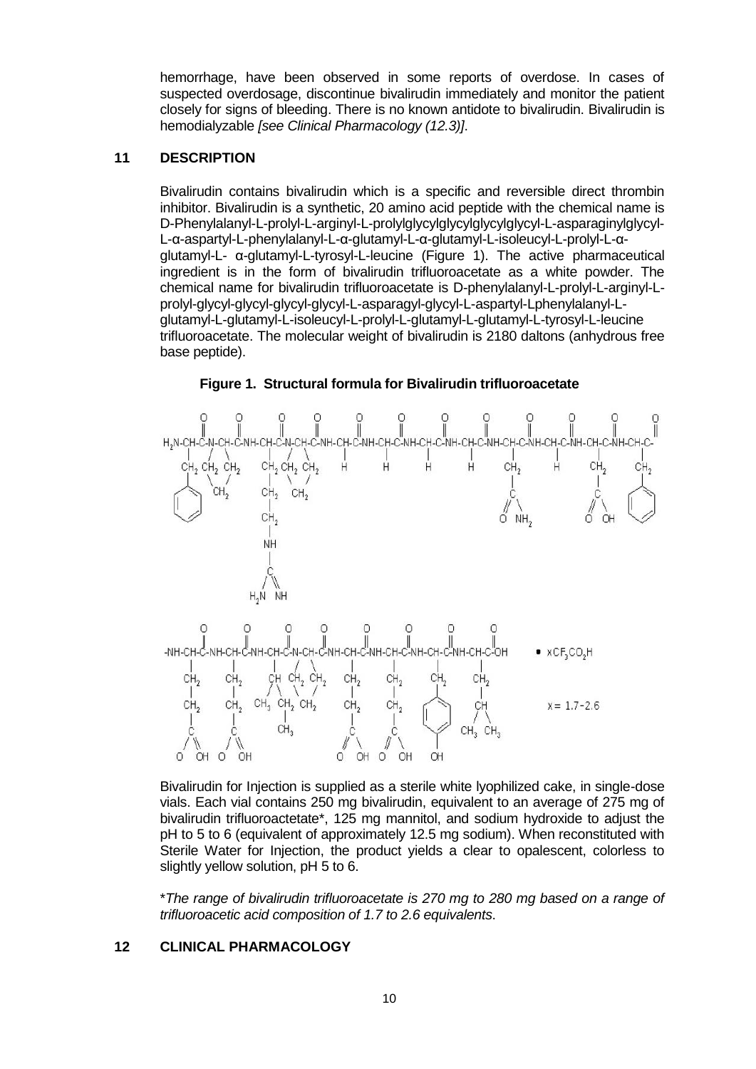hemorrhage, have been observed in some reports of overdose. In cases of suspected overdosage, discontinue bivalirudin immediately and monitor the patient closely for signs of bleeding. There is no known antidote to bivalirudin. Bivalirudin is hemodialyzable *[see Clinical Pharmacology (12.3)]*.

## 11 DESCRIPTION

Bivalirudin contains bivalirudin which is a specific and reversible direct thrombin inhibitor. Bivalirudin is a synthetic, 20 amino acid peptide with the chemical name is D-Phenylalanyl-L-prolyl-L-arginyl-L-prolylglycylglycylglycylglycyl-L-asparaginylglycyl-L-α-aspartyl-L-phenylalanyl-L-α-glutamyl-L-α-glutamyl-L-isoleucyl-L-prolyl-L-α-glutamyl-L- α-glutamyl-L-tyrosyl-L-leucine (Figure 1). The active pharmaceutical ingredient is in the form of bivalirudin trifluoroacetate as a white powder. The chemical name for bivalirudin trifluoroacetate is D-phenylalanyl-L-prolyl-L-arginyl-L-prolyl-glycyl-glycyl-glycyl-glycyl-L-asparagyl-glycyl-L-aspartyl-Lphenylalanyl-L-glutamyl-L-glutamyl-L-isoleucyl-L-prolyl-L-glutamyl-L-glutamyl-L-tyrosyl-L-leucine trifluoroacetate. The molecular weight of bivalirudin is 2180 daltons (anhydrous free base peptide).

**Figure 1. Structural formula for Bivalirudin trifluoroacetate**

$\bullet\ xCF_3CO_2H$

$x = 1.7 - 2.6$

Bivalirudin for Injection is supplied as a sterile white lyophilized cake, in single-dose vials. Each vial contains 250 mg bivalirudin, equivalent to an average of 275 mg of bivalirudin trifluoroactetate*, 125 mg mannitol, and sodium hydroxide to adjust the pH to 5 to 6 (equivalent of approximately 12.5 mg sodium). When reconstituted with Sterile Water for Injection, the product yields a clear to opalescent, colorless to slightly yellow solution, pH 5 to 6.

**The range of bivalirudin trifluoroacetate is 270 mg to 280 mg based on a range of trifluoroacetic acid composition of 1.7 to 2.6 equivalents*.

## 12 CLINICAL PHARMACOLOGY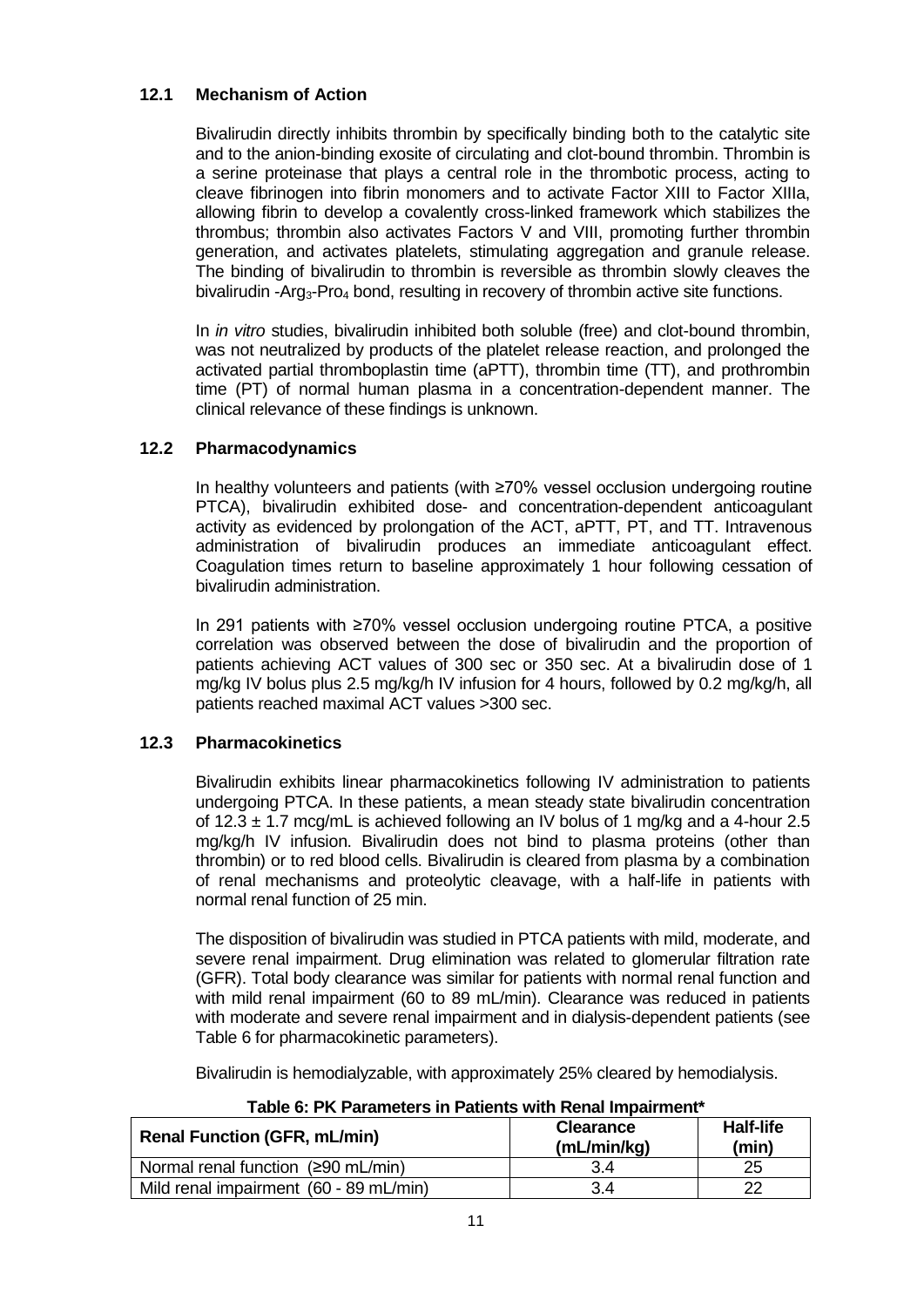### 12.1 Mechanism of Action

Bivalirudin directly inhibits thrombin by specifically binding both to the catalytic site and to the anion-binding exosite of circulating and clot-bound thrombin. Thrombin is a serine proteinase that plays a central role in the thrombotic process, acting to cleave fibrinogen into fibrin monomers and to activate Factor XIII to Factor XIIIa, allowing fibrin to develop a covalently cross-linked framework which stabilizes the thrombus; thrombin also activates Factors V and VIII, promoting further thrombin generation, and activates platelets, stimulating aggregation and granule release. The binding of bivalirudin to thrombin is reversible as thrombin slowly cleaves the bivalirudin -$Arg_3$-$Pro_4$ bond, resulting in recovery of thrombin active site functions.

In *in vitro* studies, bivalirudin inhibited both soluble (free) and clot-bound thrombin, was not neutralized by products of the platelet release reaction, and prolonged the activated partial thromboplastin time (aPTT), thrombin time (TT), and prothrombin time (PT) of normal human plasma in a concentration-dependent manner. The clinical relevance of these findings is unknown.

### 12.2 Pharmacodynamics

In healthy volunteers and patients (with ≥70% vessel occlusion undergoing routine PTCA), bivalirudin exhibited dose- and concentration-dependent anticoagulant activity as evidenced by prolongation of the ACT, aPTT, PT, and TT. Intravenous administration of bivalirudin produces an immediate anticoagulant effect. Coagulation times return to baseline approximately 1 hour following cessation of bivalirudin administration.

In 291 patients with ≥70% vessel occlusion undergoing routine PTCA, a positive correlation was observed between the dose of bivalirudin and the proportion of patients achieving ACT values of 300 sec or 350 sec. At a bivalirudin dose of 1 mg/kg IV bolus plus 2.5 mg/kg/h IV infusion for 4 hours, followed by 0.2 mg/kg/h, all patients reached maximal ACT values >300 sec.

### 12.3 Pharmacokinetics

Bivalirudin exhibits linear pharmacokinetics following IV administration to patients undergoing PTCA. In these patients, a mean steady state bivalirudin concentration of 12.3 ± 1.7 mcg/mL is achieved following an IV bolus of 1 mg/kg and a 4-hour 2.5 mg/kg/h IV infusion. Bivalirudin does not bind to plasma proteins (other than thrombin) or to red blood cells. Bivalirudin is cleared from plasma by a combination of renal mechanisms and proteolytic cleavage, with a half-life in patients with normal renal function of 25 min.

The disposition of bivalirudin was studied in PTCA patients with mild, moderate, and severe renal impairment. Drug elimination was related to glomerular filtration rate (GFR). Total body clearance was similar for patients with normal renal function and with mild renal impairment (60 to 89 mL/min). Clearance was reduced in patients with moderate and severe renal impairment and in dialysis-dependent patients (see Table 6 for pharmacokinetic parameters).

Bivalirudin is hemodialyzable, with approximately 25% cleared by hemodialysis.

**Table 6: PK Parameters in Patients with Renal Impairment***

| Renal Function (GFR, mL/min) | Clearance (mL/min/kg) | Half-life (min) |
|---|---|---|
| Normal renal function (≥90 mL/min) | 3.4 | 25 |
| Mild renal impairment (60 - 89 mL/min) | 3.4 | 22 |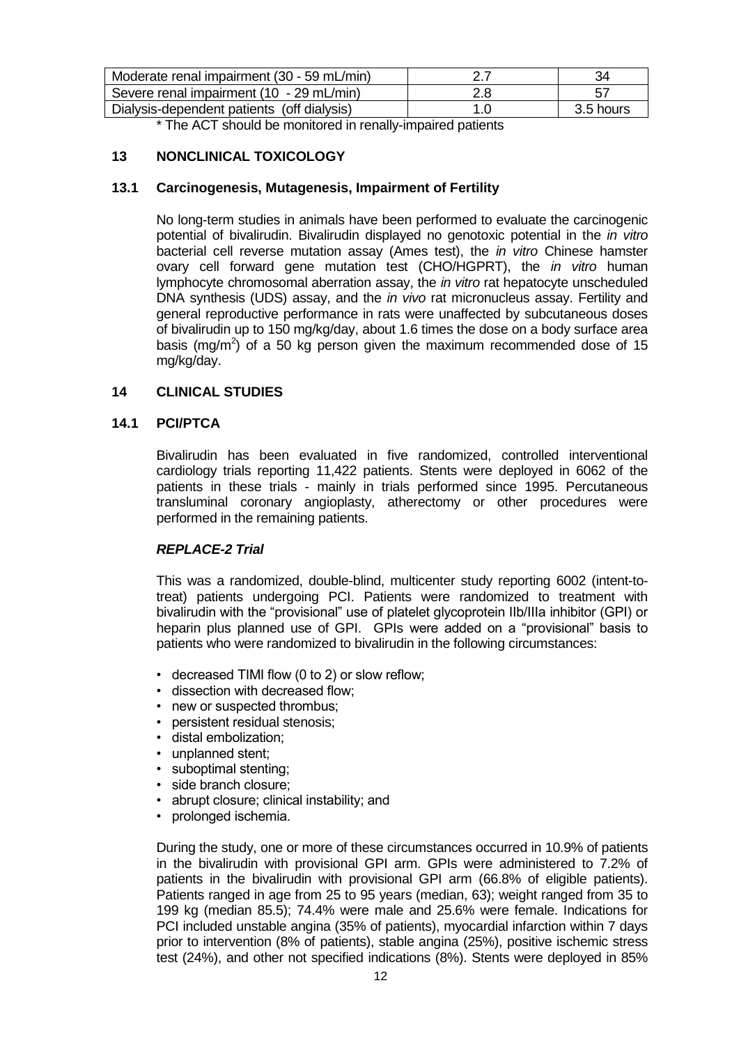| Moderate renal impairment (30 - 59 mL/min) | 2.7 | 34 |
|---|---|---|
| Severe renal impairment (10 - 29 mL/min) | 2.8 | 57 |
| Dialysis-dependent patients (off dialysis) | 1.0 | 3.5 hours |

\* The ACT should be monitored in renally-impaired patients

## 13 NONCLINICAL TOXICOLOGY

### 13.1 Carcinogenesis, Mutagenesis, Impairment of Fertility

No long-term studies in animals have been performed to evaluate the carcinogenic potential of bivalirudin. Bivalirudin displayed no genotoxic potential in the *in vitro* bacterial cell reverse mutation assay (Ames test), the *in vitro* Chinese hamster ovary cell forward gene mutation test (CHO/HGPRT), the *in vitro* human lymphocyte chromosomal aberration assay, the *in vitro* rat hepatocyte unscheduled DNA synthesis (UDS) assay, and the *in vivo* rat micronucleus assay. Fertility and general reproductive performance in rats were unaffected by subcutaneous doses of bivalirudin up to 150 mg/kg/day, about 1.6 times the dose on a body surface area basis (mg/m$^2$) of a 50 kg person given the maximum recommended dose of 15 mg/kg/day.

## 14 CLINICAL STUDIES

### 14.1 PCI/PTCA

Bivalirudin has been evaluated in five randomized, controlled interventional cardiology trials reporting 11,422 patients. Stents were deployed in 6062 of the patients in these trials - mainly in trials performed since 1995. Percutaneous transluminal coronary angioplasty, atherectomy or other procedures were performed in the remaining patients.

***REPLACE-2 Trial***

This was a randomized, double-blind, multicenter study reporting 6002 (intent-to-treat) patients undergoing PCI. Patients were randomized to treatment with bivalirudin with the "provisional" use of platelet glycoprotein IIb/IIIa inhibitor (GPI) or heparin plus planned use of GPI. GPIs were added on a "provisional" basis to patients who were randomized to bivalirudin in the following circumstances:

- decreased TIMI flow (0 to 2) or slow reflow;
- dissection with decreased flow;
- new or suspected thrombus;
- persistent residual stenosis;
- distal embolization;
- unplanned stent;
- suboptimal stenting;
- side branch closure;
- abrupt closure; clinical instability; and
- prolonged ischemia.

During the study, one or more of these circumstances occurred in 10.9% of patients in the bivalirudin with provisional GPI arm. GPIs were administered to 7.2% of patients in the bivalirudin with provisional GPI arm (66.8% of eligible patients). Patients ranged in age from 25 to 95 years (median, 63); weight ranged from 35 to 199 kg (median 85.5); 74.4% were male and 25.6% were female. Indications for PCI included unstable angina (35% of patients), myocardial infarction within 7 days prior to intervention (8% of patients), stable angina (25%), positive ischemic stress test (24%), and other not specified indications (8%). Stents were deployed in 85%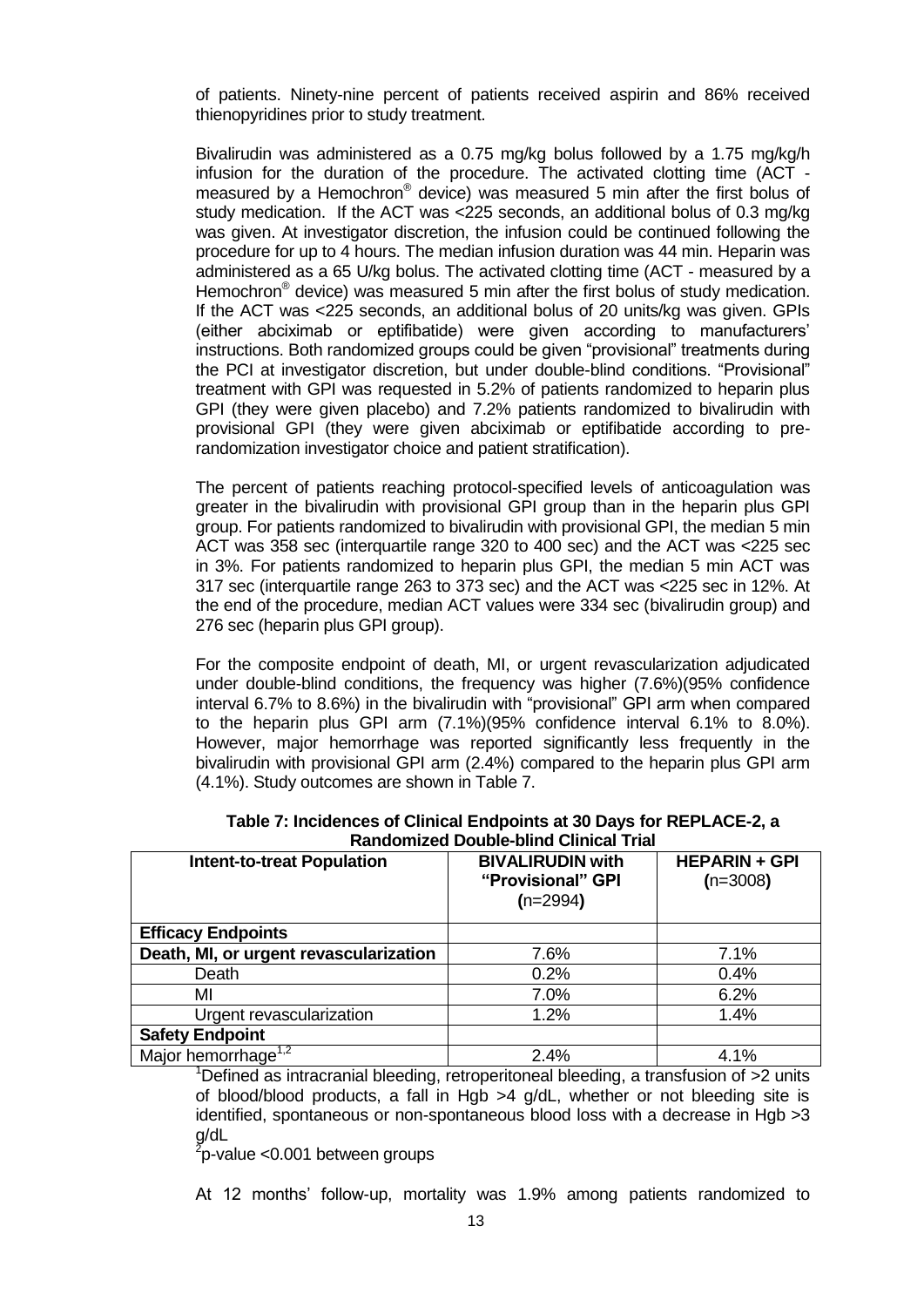of patients. Ninety-nine percent of patients received aspirin and 86% received thienopyridines prior to study treatment.

Bivalirudin was administered as a 0.75 mg/kg bolus followed by a 1.75 mg/kg/h infusion for the duration of the procedure. The activated clotting time (ACT - measured by a Hemochron® device) was measured 5 min after the first bolus of study medication. If the ACT was <225 seconds, an additional bolus of 0.3 mg/kg was given. At investigator discretion, the infusion could be continued following the procedure for up to 4 hours. The median infusion duration was 44 min. Heparin was administered as a 65 U/kg bolus. The activated clotting time (ACT - measured by a Hemochron® device) was measured 5 min after the first bolus of study medication. If the ACT was <225 seconds, an additional bolus of 20 units/kg was given. GPIs (either abciximab or eptifibatide) were given according to manufacturers' instructions. Both randomized groups could be given "provisional" treatments during the PCI at investigator discretion, but under double-blind conditions. "Provisional" treatment with GPI was requested in 5.2% of patients randomized to heparin plus GPI (they were given placebo) and 7.2% patients randomized to bivalirudin with provisional GPI (they were given abciximab or eptifibatide according to pre-randomization investigator choice and patient stratification).

The percent of patients reaching protocol-specified levels of anticoagulation was greater in the bivalirudin with provisional GPI group than in the heparin plus GPI group. For patients randomized to bivalirudin with provisional GPI, the median 5 min ACT was 358 sec (interquartile range 320 to 400 sec) and the ACT was <225 sec in 3%. For patients randomized to heparin plus GPI, the median 5 min ACT was 317 sec (interquartile range 263 to 373 sec) and the ACT was <225 sec in 12%. At the end of the procedure, median ACT values were 334 sec (bivalirudin group) and 276 sec (heparin plus GPI group).

For the composite endpoint of death, MI, or urgent revascularization adjudicated under double-blind conditions, the frequency was higher (7.6%)(95% confidence interval 6.7% to 8.6%) in the bivalirudin with "provisional" GPI arm when compared to the heparin plus GPI arm (7.1%)(95% confidence interval 6.1% to 8.0%). However, major hemorrhage was reported significantly less frequently in the bivalirudin with provisional GPI arm (2.4%) compared to the heparin plus GPI arm (4.1%). Study outcomes are shown in Table 7.

**Table 7: Incidences of Clinical Endpoints at 30 Days for REPLACE-2, a Randomized Double-blind Clinical Trial**

| Intent-to-treat Population | BIVALIRUDIN with "Provisional" GPI (n=2994) | HEPARIN + GPI (n=3008) |
|---|---|---|
| **Efficacy Endpoints** | | |
| **Death, MI, or urgent revascularization** | 7.6% | 7.1% |
| Death | 0.2% | 0.4% |
| MI | 7.0% | 6.2% |
| Urgent revascularization | 1.2% | 1.4% |
| **Safety Endpoint** | | |
| Major hemorrhage[1,2] | 2.4% | 4.1% |

[1]Defined as intracranial bleeding, retroperitoneal bleeding, a transfusion of >2 units of blood/blood products, a fall in Hgb >4 g/dL, whether or not bleeding site is identified, spontaneous or non-spontaneous blood loss with a decrease in Hgb >3 g/dL

[2]p-value <0.001 between groups

At 12 months' follow-up, mortality was 1.9% among patients randomized to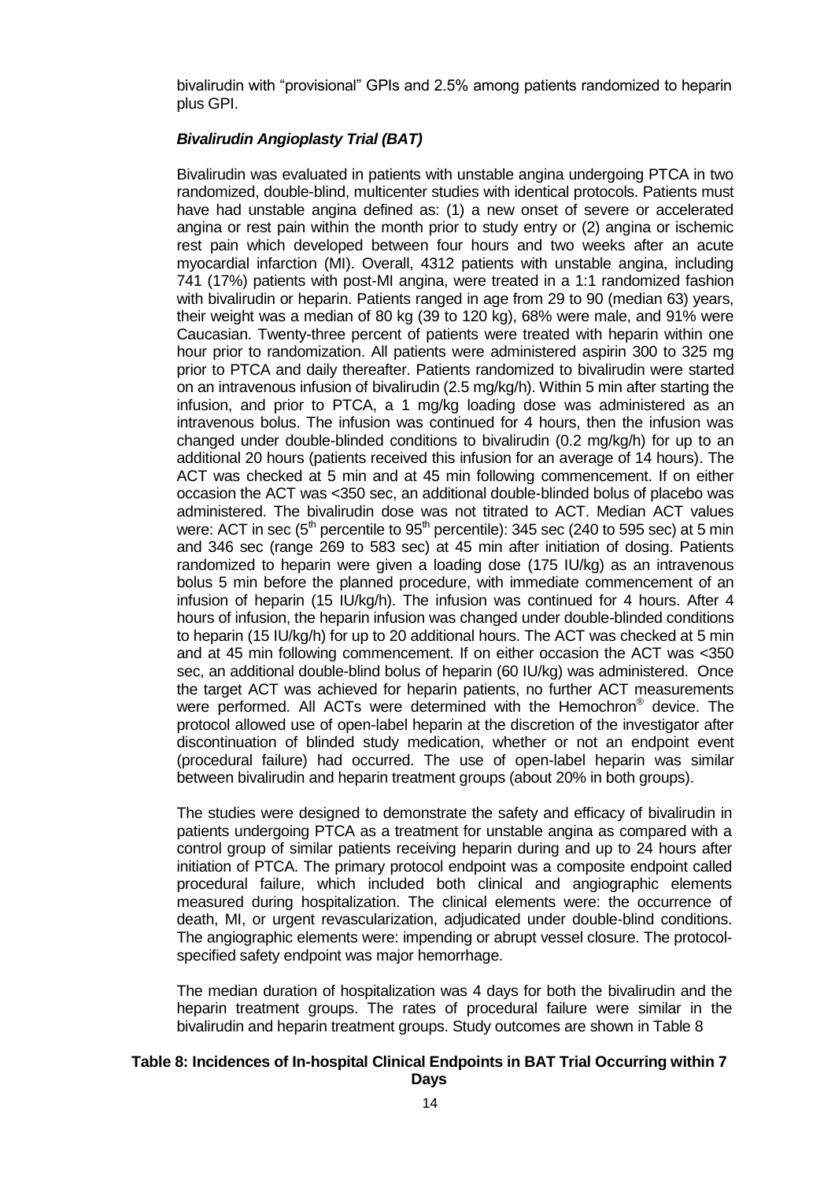bivalirudin with "provisional" GPIs and 2.5% among patients randomized to heparin plus GPI.

### *Bivalirudin Angioplasty Trial (BAT)*

Bivalirudin was evaluated in patients with unstable angina undergoing PTCA in two randomized, double-blind, multicenter studies with identical protocols. Patients must have had unstable angina defined as: (1) a new onset of severe or accelerated angina or rest pain within the month prior to study entry or (2) angina or ischemic rest pain which developed between four hours and two weeks after an acute myocardial infarction (MI). Overall, 4312 patients with unstable angina, including 741 (17%) patients with post-MI angina, were treated in a 1:1 randomized fashion with bivalirudin or heparin. Patients ranged in age from 29 to 90 (median 63) years, their weight was a median of 80 kg (39 to 120 kg), 68% were male, and 91% were Caucasian. Twenty-three percent of patients were treated with heparin within one hour prior to randomization. All patients were administered aspirin 300 to 325 mg prior to PTCA and daily thereafter. Patients randomized to bivalirudin were started on an intravenous infusion of bivalirudin (2.5 mg/kg/h). Within 5 min after starting the infusion, and prior to PTCA, a 1 mg/kg loading dose was administered as an intravenous bolus. The infusion was continued for 4 hours, then the infusion was changed under double-blinded conditions to bivalirudin (0.2 mg/kg/h) for up to an additional 20 hours (patients received this infusion for an average of 14 hours). The ACT was checked at 5 min and at 45 min following commencement. If on either occasion the ACT was <350 sec, an additional double-blinded bolus of placebo was administered. The bivalirudin dose was not titrated to ACT. Median ACT values were: ACT in sec (5th percentile to 95th percentile): 345 sec (240 to 595 sec) at 5 min and 346 sec (range 269 to 583 sec) at 45 min after initiation of dosing. Patients randomized to heparin were given a loading dose (175 IU/kg) as an intravenous bolus 5 min before the planned procedure, with immediate commencement of an infusion of heparin (15 IU/kg/h). The infusion was continued for 4 hours. After 4 hours of infusion, the heparin infusion was changed under double-blinded conditions to heparin (15 IU/kg/h) for up to 20 additional hours. The ACT was checked at 5 min and at 45 min following commencement. If on either occasion the ACT was <350 sec, an additional double-blind bolus of heparin (60 IU/kg) was administered. Once the target ACT was achieved for heparin patients, no further ACT measurements were performed. All ACTs were determined with the Hemochron® device. The protocol allowed use of open-label heparin at the discretion of the investigator after discontinuation of blinded study medication, whether or not an endpoint event (procedural failure) had occurred. The use of open-label heparin was similar between bivalirudin and heparin treatment groups (about 20% in both groups).

The studies were designed to demonstrate the safety and efficacy of bivalirudin in patients undergoing PTCA as a treatment for unstable angina as compared with a control group of similar patients receiving heparin during and up to 24 hours after initiation of PTCA. The primary protocol endpoint was a composite endpoint called procedural failure, which included both clinical and angiographic elements measured during hospitalization. The clinical elements were: the occurrence of death, MI, or urgent revascularization, adjudicated under double-blind conditions. The angiographic elements were: impending or abrupt vessel closure. The protocol-specified safety endpoint was major hemorrhage.

The median duration of hospitalization was 4 days for both the bivalirudin and the heparin treatment groups. The rates of procedural failure were similar in the bivalirudin and heparin treatment groups. Study outcomes are shown in Table 8

**Table 8: Incidences of In-hospital Clinical Endpoints in BAT Trial Occurring within 7 Days**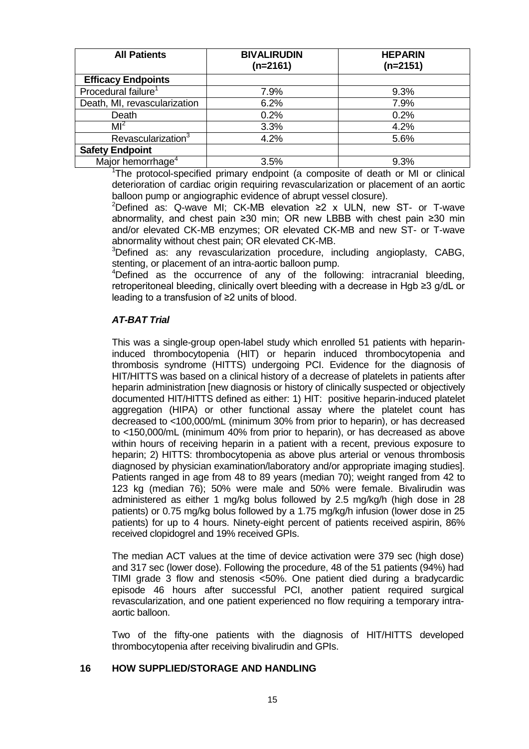| All Patients | BIVALIRUDIN (n=2161) | HEPARIN (n=2151) |
|---|---|---|
| **Efficacy Endpoints** | | |
| Procedural failure[1] | 7.9% | 9.3% |
| Death, MI, revascularization | 6.2% | 7.9% |
| Death | 0.2% | 0.2% |
| MI[2] | 3.3% | 4.2% |
| Revascularization[3] | 4.2% | 5.6% |
| **Safety Endpoint** | | |
| Major hemorrhage[4] | 3.5% | 9.3% |

[1]The protocol-specified primary endpoint (a composite of death or MI or clinical deterioration of cardiac origin requiring revascularization or placement of an aortic balloon pump or angiographic evidence of abrupt vessel closure).

[2]Defined as: Q-wave MI; CK-MB elevation ≥2 x ULN, new ST- or T-wave abnormality, and chest pain ≥30 min; OR new LBBB with chest pain ≥30 min and/or elevated CK-MB enzymes; OR elevated CK-MB and new ST- or T-wave abnormality without chest pain; OR elevated CK-MB.

[3]Defined as: any revascularization procedure, including angioplasty, CABG, stenting, or placement of an intra-aortic balloon pump.

[4]Defined as the occurrence of any of the following: intracranial bleeding, retroperitoneal bleeding, clinically overt bleeding with a decrease in Hgb ≥3 g/dL or leading to a transfusion of ≥2 units of blood.

***AT-BAT Trial***

This was a single-group open-label study which enrolled 51 patients with heparin-induced thrombocytopenia (HIT) or heparin induced thrombocytopenia and thrombosis syndrome (HITTS) undergoing PCI. Evidence for the diagnosis of HIT/HITTS was based on a clinical history of a decrease of platelets in patients after heparin administration [new diagnosis or history of clinically suspected or objectively documented HIT/HITTS defined as either: 1) HIT: positive heparin-induced platelet aggregation (HIPA) or other functional assay where the platelet count has decreased to <100,000/mL (minimum 30% from prior to heparin), or has decreased to <150,000/mL (minimum 40% from prior to heparin), or has decreased as above within hours of receiving heparin in a patient with a recent, previous exposure to heparin; 2) HITTS: thrombocytopenia as above plus arterial or venous thrombosis diagnosed by physician examination/laboratory and/or appropriate imaging studies]. Patients ranged in age from 48 to 89 years (median 70); weight ranged from 42 to 123 kg (median 76); 50% were male and 50% were female. Bivalirudin was administered as either 1 mg/kg bolus followed by 2.5 mg/kg/h (high dose in 28 patients) or 0.75 mg/kg bolus followed by a 1.75 mg/kg/h infusion (lower dose in 25 patients) for up to 4 hours. Ninety-eight percent of patients received aspirin, 86% received clopidogrel and 19% received GPIs.

The median ACT values at the time of device activation were 379 sec (high dose) and 317 sec (lower dose). Following the procedure, 48 of the 51 patients (94%) had TIMI grade 3 flow and stenosis <50%. One patient died during a bradycardic episode 46 hours after successful PCI, another patient required surgical revascularization, and one patient experienced no flow requiring a temporary intra-aortic balloon.

Two of the fifty-one patients with the diagnosis of HIT/HITTS developed thrombocytopenia after receiving bivalirudin and GPIs.

## 16 HOW SUPPLIED/STORAGE AND HANDLING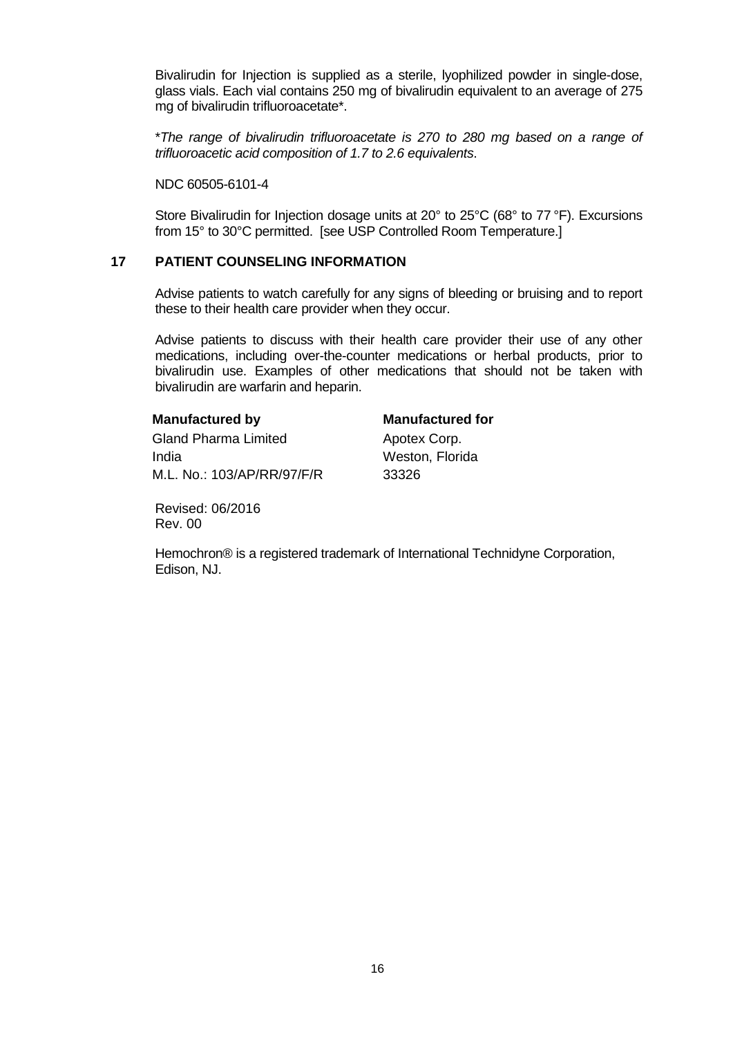Bivalirudin for Injection is supplied as a sterile, lyophilized powder in single-dose, glass vials. Each vial contains 250 mg of bivalirudin equivalent to an average of 275 mg of bivalirudin trifluoroacetate*.

**The range of bivalirudin trifluoroacetate is 270 to 280 mg based on a range of trifluoroacetic acid composition of 1.7 to 2.6 equivalents.*

NDC 60505-6101-4

Store Bivalirudin for Injection dosage units at 20° to 25°C (68° to 77 °F). Excursions from 15° to 30°C permitted. [see USP Controlled Room Temperature.]

## 17 PATIENT COUNSELING INFORMATION

Advise patients to watch carefully for any signs of bleeding or bruising and to report these to their health care provider when they occur.

Advise patients to discuss with their health care provider their use of any other medications, including over-the-counter medications or herbal products, prior to bivalirudin use. Examples of other medications that should not be taken with bivalirudin are warfarin and heparin.

| **Manufactured by** | **Manufactured for** |
| --- | --- |
| Gland Pharma Limited | Apotex Corp. |
| India | Weston, Florida |
| M.L. No.: 103/AP/RR/97/F/R | 33326 |

Revised: 06/2016
Rev. 00

Hemochron® is a registered trademark of International Technidyne Corporation, Edison, NJ.